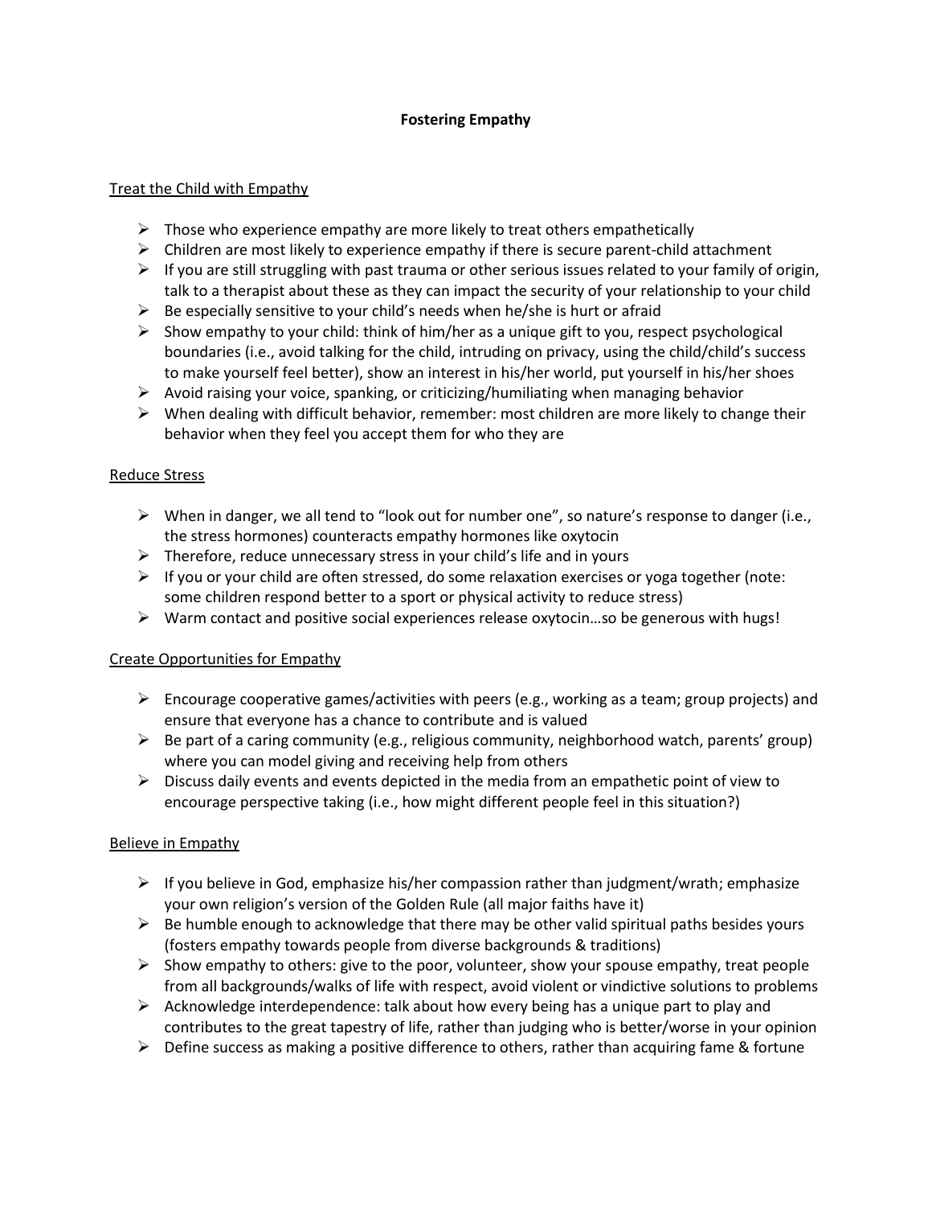# Fostering Empathy

## Treat the Child with Empathy

- Those who experience empathy are more likely to treat others empathetically
- Children are most likely to experience empathy if there is secure parent-child attachment
- If you are still struggling with past trauma or other serious issues related to your family of origin, talk to a therapist about these as they can impact the security of your relationship to your child
- Be especially sensitive to your child's needs when he/she is hurt or afraid
- Show empathy to your child: think of him/her as a unique gift to you, respect psychological boundaries (i.e., avoid talking for the child, intruding on privacy, using the child/child's success to make yourself feel better), show an interest in his/her world, put yourself in his/her shoes
- Avoid raising your voice, spanking, or criticizing/humiliating when managing behavior
- When dealing with difficult behavior, remember: most children are more likely to change their behavior when they feel you accept them for who they are

## Reduce Stress

- When in danger, we all tend to "look out for number one", so nature's response to danger (i.e., the stress hormones) counteracts empathy hormones like oxytocin
- Therefore, reduce unnecessary stress in your child's life and in yours
- If you or your child are often stressed, do some relaxation exercises or yoga together (note: some children respond better to a sport or physical activity to reduce stress)
- Warm contact and positive social experiences release oxytocin…so be generous with hugs!

## Create Opportunities for Empathy

- Encourage cooperative games/activities with peers (e.g., working as a team; group projects) and ensure that everyone has a chance to contribute and is valued
- Be part of a caring community (e.g., religious community, neighborhood watch, parents' group) where you can model giving and receiving help from others
- Discuss daily events and events depicted in the media from an empathetic point of view to encourage perspective taking (i.e., how might different people feel in this situation?)

## Believe in Empathy

- If you believe in God, emphasize his/her compassion rather than judgment/wrath; emphasize your own religion's version of the Golden Rule (all major faiths have it)
- Be humble enough to acknowledge that there may be other valid spiritual paths besides yours (fosters empathy towards people from diverse backgrounds & traditions)
- Show empathy to others: give to the poor, volunteer, show your spouse empathy, treat people from all backgrounds/walks of life with respect, avoid violent or vindictive solutions to problems
- Acknowledge interdependence: talk about how every being has a unique part to play and contributes to the great tapestry of life, rather than judging who is better/worse in your opinion
- Define success as making a positive difference to others, rather than acquiring fame & fortune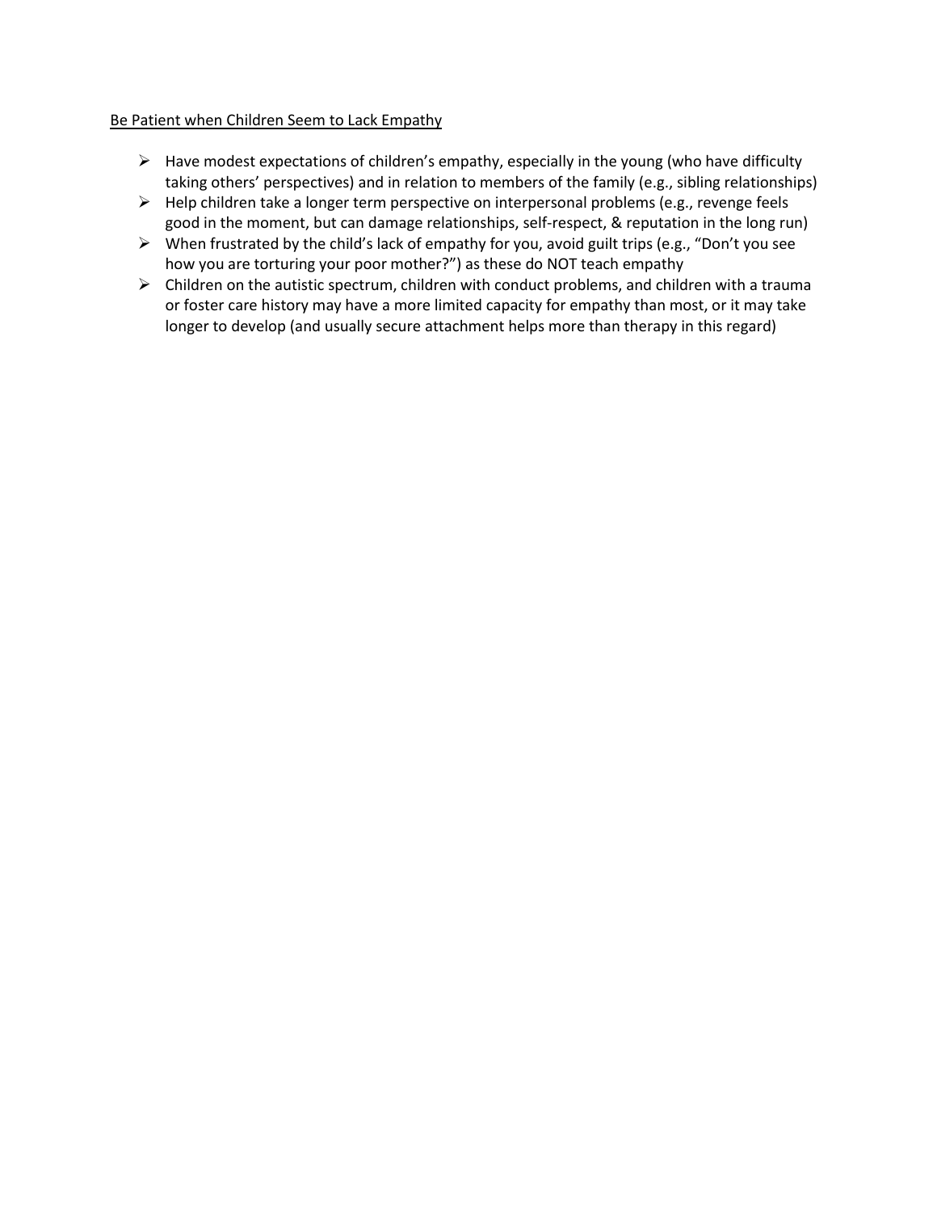<u>Be Patient when Children Seem to Lack Empathy</u>

- Have modest expectations of children's empathy, especially in the young (who have difficulty taking others' perspectives) and in relation to members of the family (e.g., sibling relationships)
- Help children take a longer term perspective on interpersonal problems (e.g., revenge feels good in the moment, but can damage relationships, self-respect, & reputation in the long run)
- When frustrated by the child's lack of empathy for you, avoid guilt trips (e.g., "Don't you see how you are torturing your poor mother?") as these do NOT teach empathy
- Children on the autistic spectrum, children with conduct problems, and children with a trauma or foster care history may have a more limited capacity for empathy than most, or it may take longer to develop (and usually secure attachment helps more than therapy in this regard)